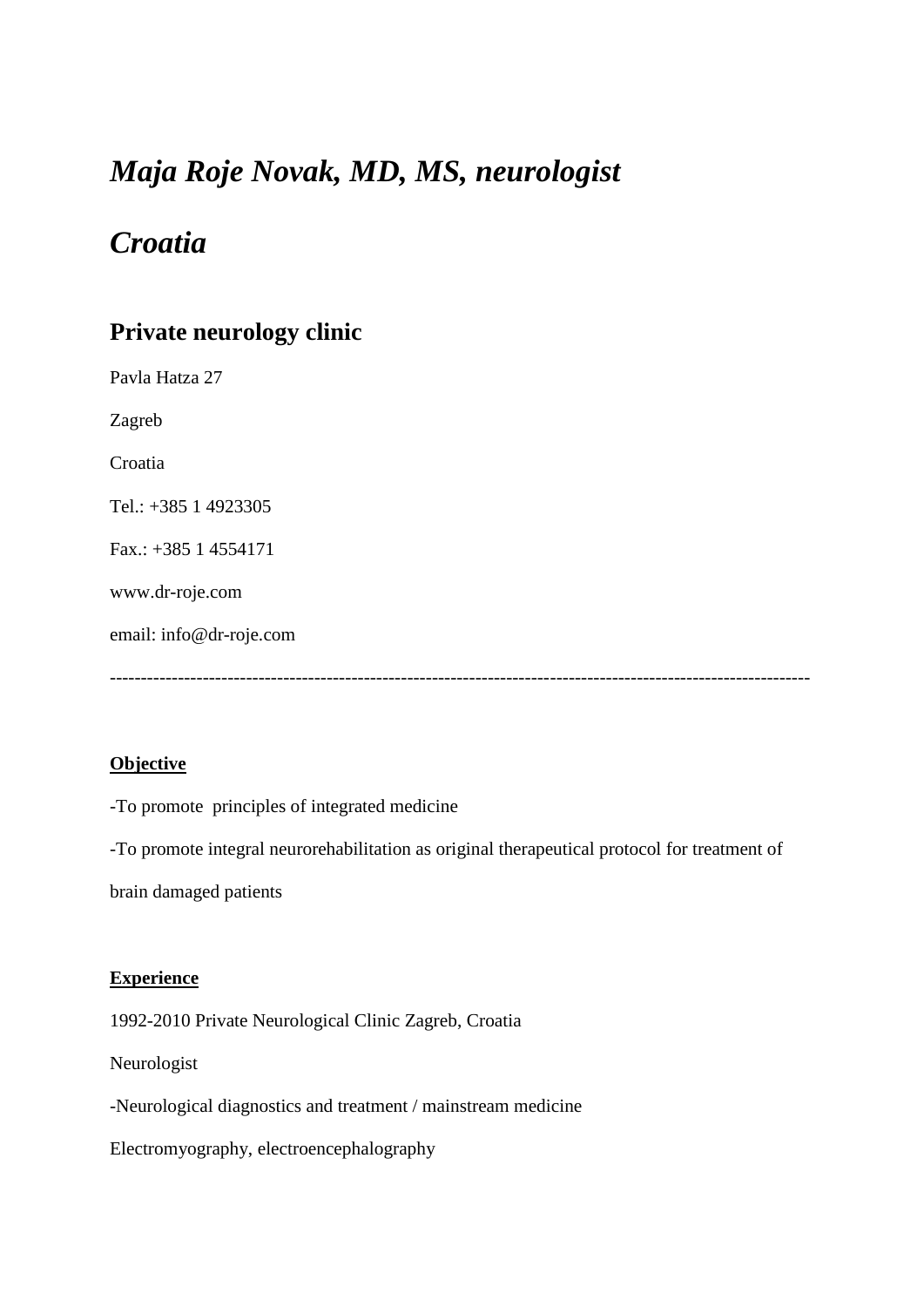# *Maja Roje Novak, MD, MS, neurologist*

# *Croatia*

## Private neurology clinic

Pavla Hatza 27

Zagreb

Croatia

Tel.: +385 1 4923305

Fax.: +385 1 4554171

www.dr-roje.com

email: info@dr-roje.com

---

**Objective**

-To promote principles of integrated medicine

-To promote integral neurorehabilitation as original therapeutical protocol for treatment of brain damaged patients

**Experience**

1992-2010 Private Neurological Clinic Zagreb, Croatia

Neurologist

-Neurological diagnostics and treatment / mainstream medicine

Electromyography, electroencephalography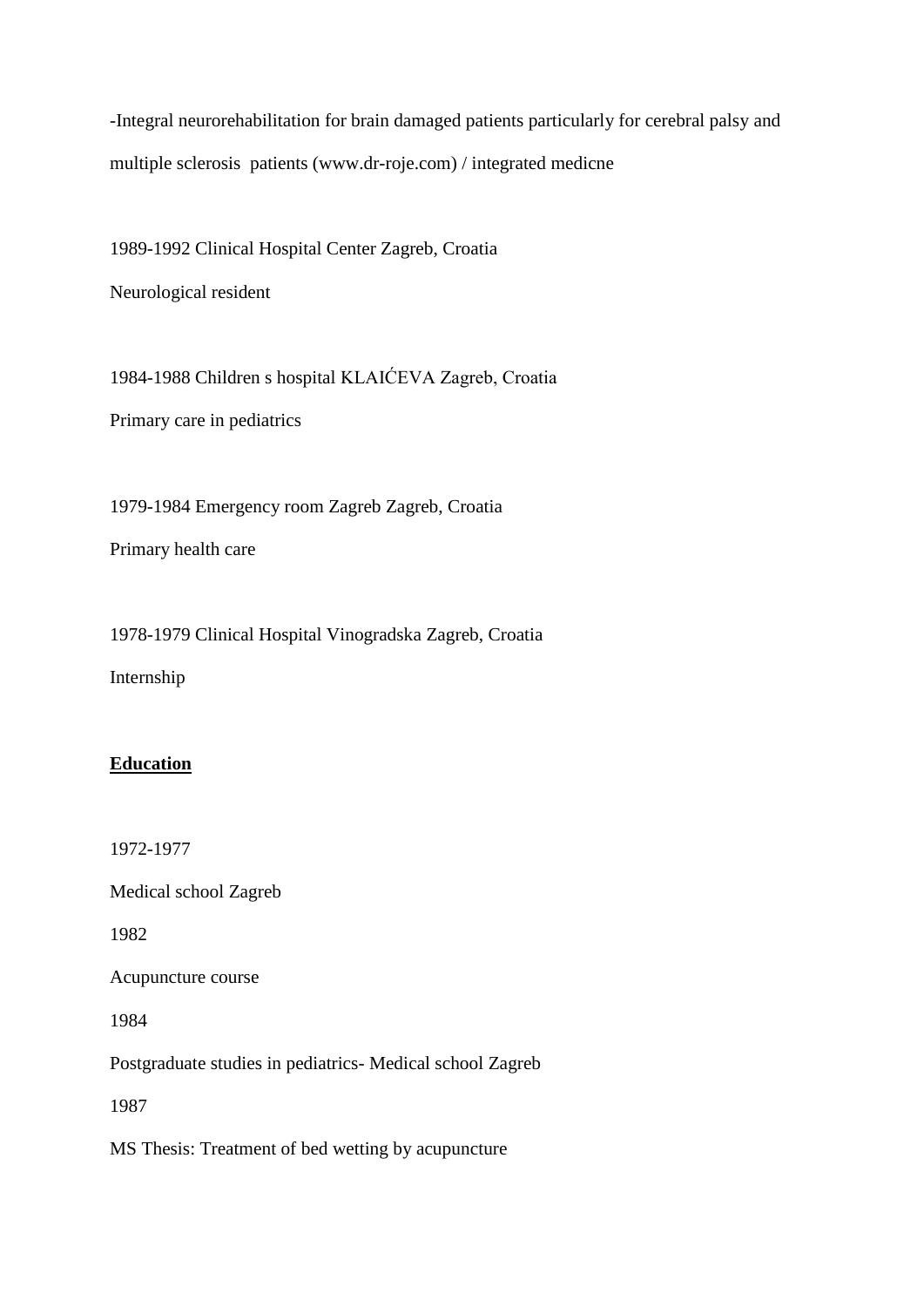-Integral neurorehabilitation for brain damaged patients particularly for cerebral palsy and multiple sclerosis patients (www.dr-roje.com) / integrated medicne

1989-1992 Clinical Hospital Center Zagreb, Croatia

Neurological resident

1984-1988 Children s hospital KLAIĆEVA Zagreb, Croatia

Primary care in pediatrics

1979-1984 Emergency room Zagreb Zagreb, Croatia

Primary health care

1978-1979 Clinical Hospital Vinogradska Zagreb, Croatia

Internship

**Education**

1972-1977

Medical school Zagreb

1982

Acupuncture course

1984

Postgraduate studies in pediatrics- Medical school Zagreb

1987

MS Thesis: Treatment of bed wetting by acupuncture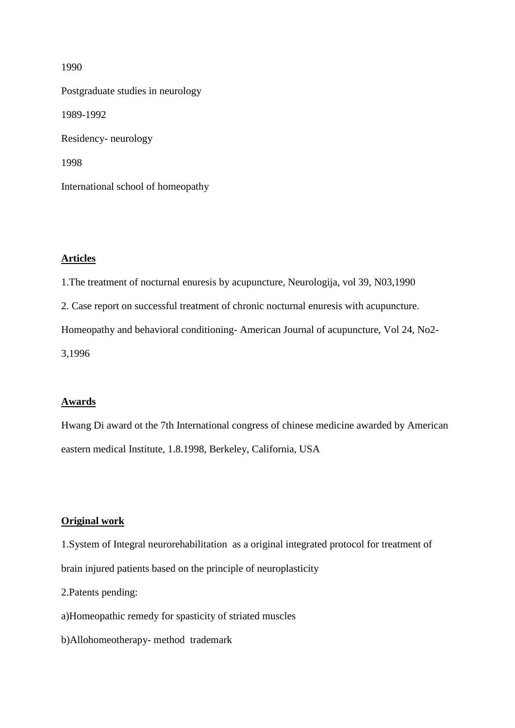1990

Postgraduate studies in neurology

1989-1992

Residency- neurology

1998

International school of homeopathy

**Articles**

1.The treatment of nocturnal enuresis by acupuncture, Neurologija, vol 39, N03,1990

2. Case report on successful treatment of chronic nocturnal enuresis with acupuncture. Homeopathy and behavioral conditioning- American Journal of acupuncture, Vol 24, No2-3,1996

**Awards**

Hwang Di award ot the 7th International congress of chinese medicine awarded by American eastern medical Institute, 1.8.1998, Berkeley, California, USA

**Original work**

1.System of Integral neurorehabilitation as a original integrated protocol for treatment of brain injured patients based on the principle of neuroplasticity

2.Patents pending:

a)Homeopathic remedy for spasticity of striated muscles

b)Allohomeotherapy- method trademark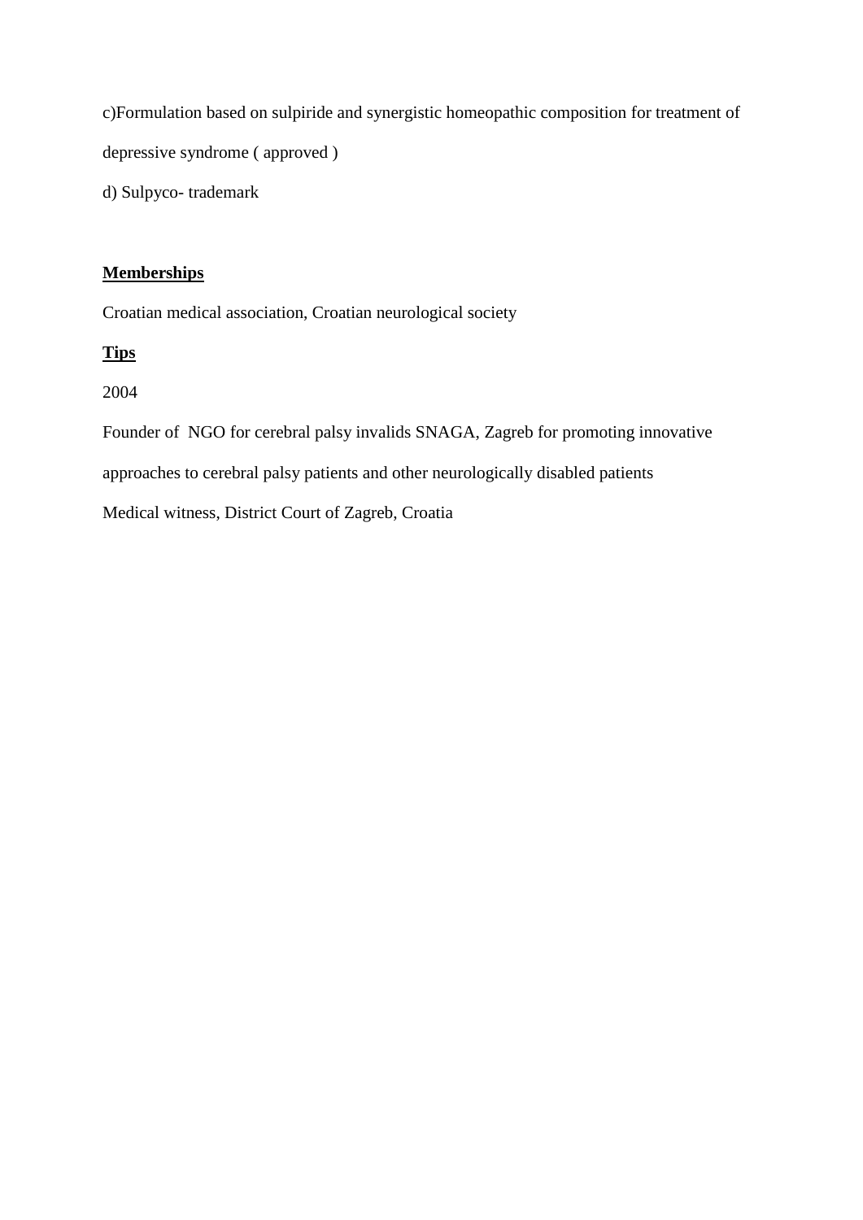c)Formulation based on sulpiride and synergistic homeopathic composition for treatment of depressive syndrome ( approved )

d) Sulpyco- trademark

**Memberships**

Croatian medical association, Croatian neurological society

**Tips**

2004

Founder of NGO for cerebral palsy invalids SNAGA, Zagreb for promoting innovative approaches to cerebral palsy patients and other neurologically disabled patients

Medical witness, District Court of Zagreb, Croatia